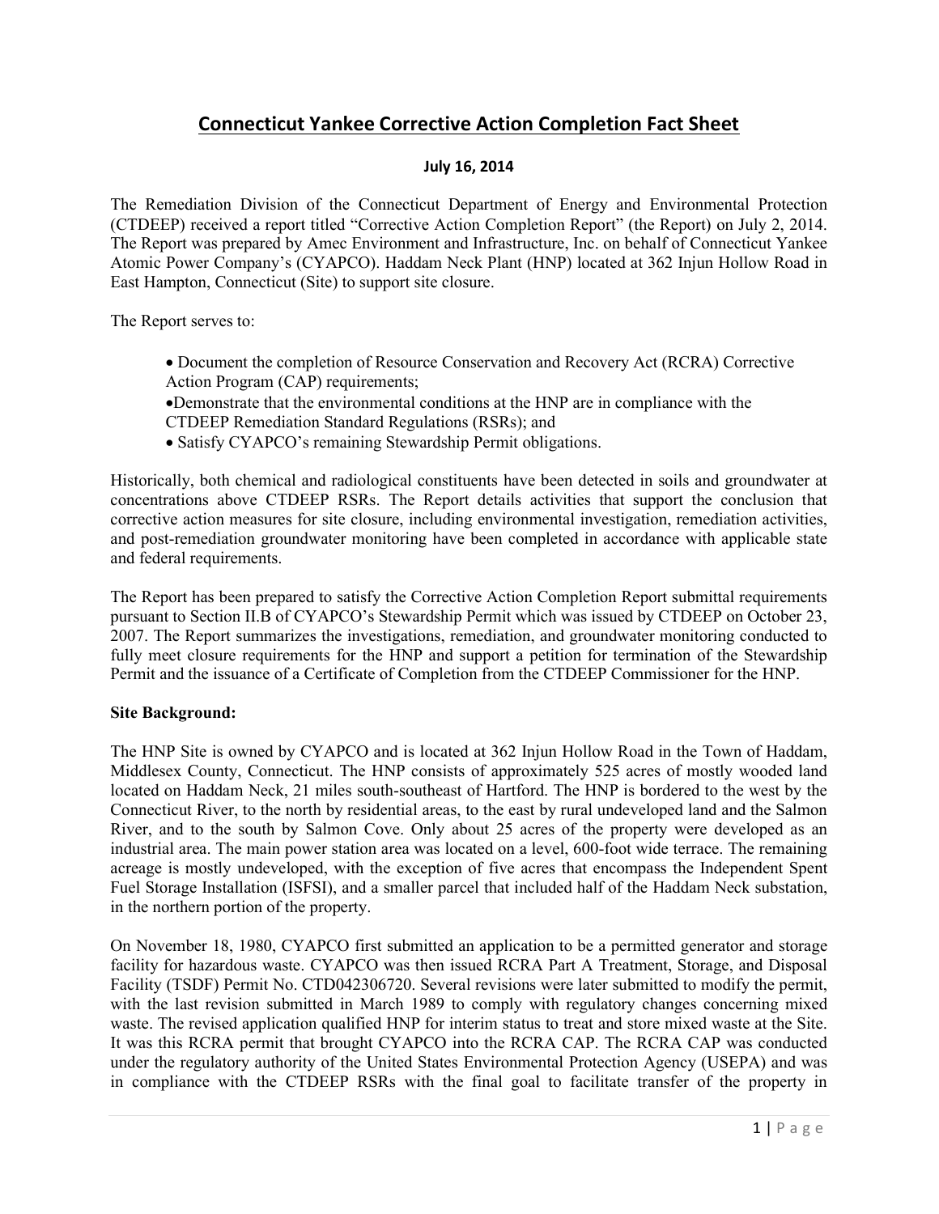# Connecticut Yankee Corrective Action Completion Fact Sheet

**July 16, 2014**

The Remediation Division of the Connecticut Department of Energy and Environmental Protection (CTDEEP) received a report titled "Corrective Action Completion Report" (the Report) on July 2, 2014. The Report was prepared by Amec Environment and Infrastructure, Inc. on behalf of Connecticut Yankee Atomic Power Company's (CYAPCO). Haddam Neck Plant (HNP) located at 362 Injun Hollow Road in East Hampton, Connecticut (Site) to support site closure.

The Report serves to:

- Document the completion of Resource Conservation and Recovery Act (RCRA) Corrective Action Program (CAP) requirements;
- Demonstrate that the environmental conditions at the HNP are in compliance with the CTDEEP Remediation Standard Regulations (RSRs); and
- Satisfy CYAPCO's remaining Stewardship Permit obligations.

Historically, both chemical and radiological constituents have been detected in soils and groundwater at concentrations above CTDEEP RSRs. The Report details activities that support the conclusion that corrective action measures for site closure, including environmental investigation, remediation activities, and post-remediation groundwater monitoring have been completed in accordance with applicable state and federal requirements.

The Report has been prepared to satisfy the Corrective Action Completion Report submittal requirements pursuant to Section II.B of CYAPCO's Stewardship Permit which was issued by CTDEEP on October 23, 2007. The Report summarizes the investigations, remediation, and groundwater monitoring conducted to fully meet closure requirements for the HNP and support a petition for termination of the Stewardship Permit and the issuance of a Certificate of Completion from the CTDEEP Commissioner for the HNP.

**Site Background:**

The HNP Site is owned by CYAPCO and is located at 362 Injun Hollow Road in the Town of Haddam, Middlesex County, Connecticut. The HNP consists of approximately 525 acres of mostly wooded land located on Haddam Neck, 21 miles south-southeast of Hartford. The HNP is bordered to the west by the Connecticut River, to the north by residential areas, to the east by rural undeveloped land and the Salmon River, and to the south by Salmon Cove. Only about 25 acres of the property were developed as an industrial area. The main power station area was located on a level, 600-foot wide terrace. The remaining acreage is mostly undeveloped, with the exception of five acres that encompass the Independent Spent Fuel Storage Installation (ISFSI), and a smaller parcel that included half of the Haddam Neck substation, in the northern portion of the property.

On November 18, 1980, CYAPCO first submitted an application to be a permitted generator and storage facility for hazardous waste. CYAPCO was then issued RCRA Part A Treatment, Storage, and Disposal Facility (TSDF) Permit No. CTD042306720. Several revisions were later submitted to modify the permit, with the last revision submitted in March 1989 to comply with regulatory changes concerning mixed waste. The revised application qualified HNP for interim status to treat and store mixed waste at the Site. It was this RCRA permit that brought CYAPCO into the RCRA CAP. The RCRA CAP was conducted under the regulatory authority of the United States Environmental Protection Agency (USEPA) and was in compliance with the CTDEEP RSRs with the final goal to facilitate transfer of the property in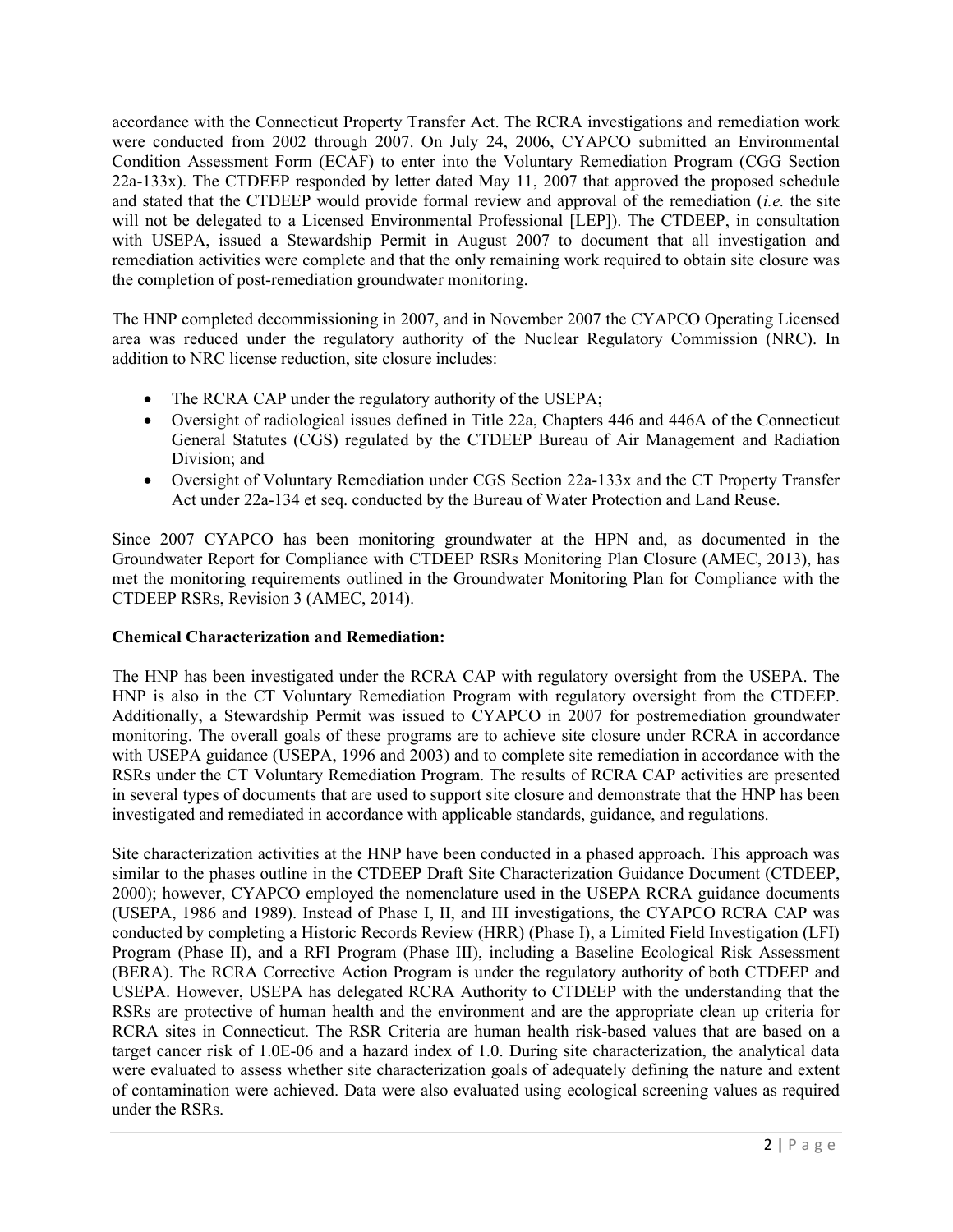accordance with the Connecticut Property Transfer Act. The RCRA investigations and remediation work were conducted from 2002 through 2007. On July 24, 2006, CYAPCO submitted an Environmental Condition Assessment Form (ECAF) to enter into the Voluntary Remediation Program (CGG Section 22a-133x). The CTDEEP responded by letter dated May 11, 2007 that approved the proposed schedule and stated that the CTDEEP would provide formal review and approval of the remediation (*i.e.* the site will not be delegated to a Licensed Environmental Professional [LEP]). The CTDEEP, in consultation with USEPA, issued a Stewardship Permit in August 2007 to document that all investigation and remediation activities were complete and that the only remaining work required to obtain site closure was the completion of post-remediation groundwater monitoring.

The HNP completed decommissioning in 2007, and in November 2007 the CYAPCO Operating Licensed area was reduced under the regulatory authority of the Nuclear Regulatory Commission (NRC). In addition to NRC license reduction, site closure includes:

- The RCRA CAP under the regulatory authority of the USEPA;
- Oversight of radiological issues defined in Title 22a, Chapters 446 and 446A of the Connecticut General Statutes (CGS) regulated by the CTDEEP Bureau of Air Management and Radiation Division; and
- Oversight of Voluntary Remediation under CGS Section 22a-133x and the CT Property Transfer Act under 22a-134 et seq. conducted by the Bureau of Water Protection and Land Reuse.

Since 2007 CYAPCO has been monitoring groundwater at the HPN and, as documented in the Groundwater Report for Compliance with CTDEEP RSRs Monitoring Plan Closure (AMEC, 2013), has met the monitoring requirements outlined in the Groundwater Monitoring Plan for Compliance with the CTDEEP RSRs, Revision 3 (AMEC, 2014).

**Chemical Characterization and Remediation:**

The HNP has been investigated under the RCRA CAP with regulatory oversight from the USEPA. The HNP is also in the CT Voluntary Remediation Program with regulatory oversight from the CTDEEP. Additionally, a Stewardship Permit was issued to CYAPCO in 2007 for postremediation groundwater monitoring. The overall goals of these programs are to achieve site closure under RCRA in accordance with USEPA guidance (USEPA, 1996 and 2003) and to complete site remediation in accordance with the RSRs under the CT Voluntary Remediation Program. The results of RCRA CAP activities are presented in several types of documents that are used to support site closure and demonstrate that the HNP has been investigated and remediated in accordance with applicable standards, guidance, and regulations.

Site characterization activities at the HNP have been conducted in a phased approach. This approach was similar to the phases outline in the CTDEEP Draft Site Characterization Guidance Document (CTDEEP, 2000); however, CYAPCO employed the nomenclature used in the USEPA RCRA guidance documents (USEPA, 1986 and 1989). Instead of Phase I, II, and III investigations, the CYAPCO RCRA CAP was conducted by completing a Historic Records Review (HRR) (Phase I), a Limited Field Investigation (LFI) Program (Phase II), and a RFI Program (Phase III), including a Baseline Ecological Risk Assessment (BERA). The RCRA Corrective Action Program is under the regulatory authority of both CTDEEP and USEPA. However, USEPA has delegated RCRA Authority to CTDEEP with the understanding that the RSRs are protective of human health and the environment and are the appropriate clean up criteria for RCRA sites in Connecticut. The RSR Criteria are human health risk-based values that are based on a target cancer risk of 1.0E-06 and a hazard index of 1.0. During site characterization, the analytical data were evaluated to assess whether site characterization goals of adequately defining the nature and extent of contamination were achieved. Data were also evaluated using ecological screening values as required under the RSRs.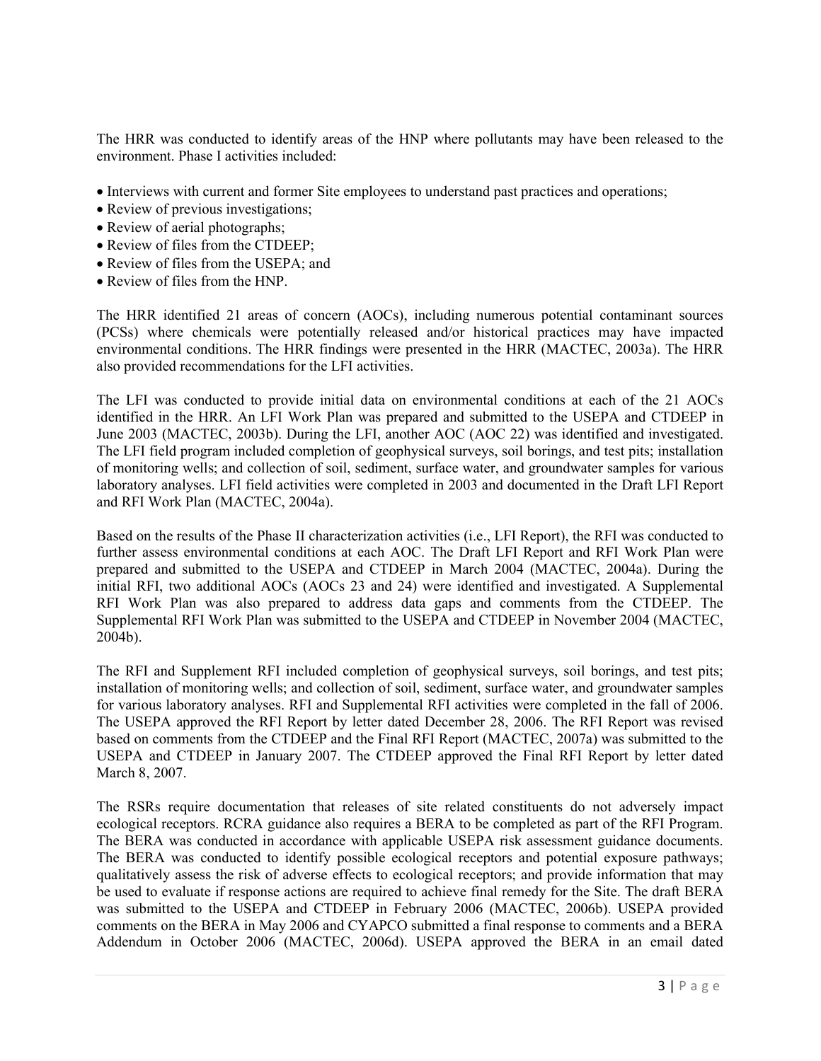The HRR was conducted to identify areas of the HNP where pollutants may have been released to the environment. Phase I activities included:

- Interviews with current and former Site employees to understand past practices and operations;
- Review of previous investigations;
- Review of aerial photographs;
- Review of files from the CTDEEP;
- Review of files from the USEPA; and
- Review of files from the HNP.

The HRR identified 21 areas of concern (AOCs), including numerous potential contaminant sources (PCSs) where chemicals were potentially released and/or historical practices may have impacted environmental conditions. The HRR findings were presented in the HRR (MACTEC, 2003a). The HRR also provided recommendations for the LFI activities.

The LFI was conducted to provide initial data on environmental conditions at each of the 21 AOCs identified in the HRR. An LFI Work Plan was prepared and submitted to the USEPA and CTDEEP in June 2003 (MACTEC, 2003b). During the LFI, another AOC (AOC 22) was identified and investigated. The LFI field program included completion of geophysical surveys, soil borings, and test pits; installation of monitoring wells; and collection of soil, sediment, surface water, and groundwater samples for various laboratory analyses. LFI field activities were completed in 2003 and documented in the Draft LFI Report and RFI Work Plan (MACTEC, 2004a).

Based on the results of the Phase II characterization activities (i.e., LFI Report), the RFI was conducted to further assess environmental conditions at each AOC. The Draft LFI Report and RFI Work Plan were prepared and submitted to the USEPA and CTDEEP in March 2004 (MACTEC, 2004a). During the initial RFI, two additional AOCs (AOCs 23 and 24) were identified and investigated. A Supplemental RFI Work Plan was also prepared to address data gaps and comments from the CTDEEP. The Supplemental RFI Work Plan was submitted to the USEPA and CTDEEP in November 2004 (MACTEC, 2004b).

The RFI and Supplement RFI included completion of geophysical surveys, soil borings, and test pits; installation of monitoring wells; and collection of soil, sediment, surface water, and groundwater samples for various laboratory analyses. RFI and Supplemental RFI activities were completed in the fall of 2006. The USEPA approved the RFI Report by letter dated December 28, 2006. The RFI Report was revised based on comments from the CTDEEP and the Final RFI Report (MACTEC, 2007a) was submitted to the USEPA and CTDEEP in January 2007. The CTDEEP approved the Final RFI Report by letter dated March 8, 2007.

The RSRs require documentation that releases of site related constituents do not adversely impact ecological receptors. RCRA guidance also requires a BERA to be completed as part of the RFI Program. The BERA was conducted in accordance with applicable USEPA risk assessment guidance documents. The BERA was conducted to identify possible ecological receptors and potential exposure pathways; qualitatively assess the risk of adverse effects to ecological receptors; and provide information that may be used to evaluate if response actions are required to achieve final remedy for the Site. The draft BERA was submitted to the USEPA and CTDEEP in February 2006 (MACTEC, 2006b). USEPA provided comments on the BERA in May 2006 and CYAPCO submitted a final response to comments and a BERA Addendum in October 2006 (MACTEC, 2006d). USEPA approved the BERA in an email dated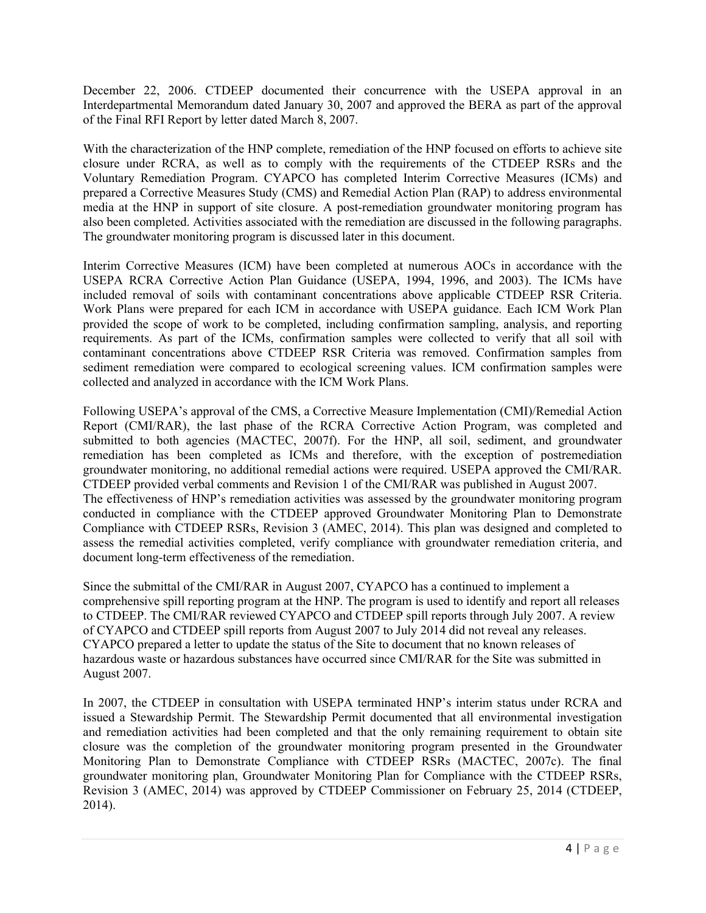December 22, 2006. CTDEEP documented their concurrence with the USEPA approval in an Interdepartmental Memorandum dated January 30, 2007 and approved the BERA as part of the approval of the Final RFI Report by letter dated March 8, 2007.

With the characterization of the HNP complete, remediation of the HNP focused on efforts to achieve site closure under RCRA, as well as to comply with the requirements of the CTDEEP RSRs and the Voluntary Remediation Program. CYAPCO has completed Interim Corrective Measures (ICMs) and prepared a Corrective Measures Study (CMS) and Remedial Action Plan (RAP) to address environmental media at the HNP in support of site closure. A post-remediation groundwater monitoring program has also been completed. Activities associated with the remediation are discussed in the following paragraphs. The groundwater monitoring program is discussed later in this document.

Interim Corrective Measures (ICM) have been completed at numerous AOCs in accordance with the USEPA RCRA Corrective Action Plan Guidance (USEPA, 1994, 1996, and 2003). The ICMs have included removal of soils with contaminant concentrations above applicable CTDEEP RSR Criteria. Work Plans were prepared for each ICM in accordance with USEPA guidance. Each ICM Work Plan provided the scope of work to be completed, including confirmation sampling, analysis, and reporting requirements. As part of the ICMs, confirmation samples were collected to verify that all soil with contaminant concentrations above CTDEEP RSR Criteria was removed. Confirmation samples from sediment remediation were compared to ecological screening values. ICM confirmation samples were collected and analyzed in accordance with the ICM Work Plans.

Following USEPA's approval of the CMS, a Corrective Measure Implementation (CMI)/Remedial Action Report (CMI/RAR), the last phase of the RCRA Corrective Action Program, was completed and submitted to both agencies (MACTEC, 2007f). For the HNP, all soil, sediment, and groundwater remediation has been completed as ICMs and therefore, with the exception of postremediation groundwater monitoring, no additional remedial actions were required. USEPA approved the CMI/RAR. CTDEEP provided verbal comments and Revision 1 of the CMI/RAR was published in August 2007.

The effectiveness of HNP's remediation activities was assessed by the groundwater monitoring program conducted in compliance with the CTDEEP approved Groundwater Monitoring Plan to Demonstrate Compliance with CTDEEP RSRs, Revision 3 (AMEC, 2014). This plan was designed and completed to assess the remedial activities completed, verify compliance with groundwater remediation criteria, and document long-term effectiveness of the remediation.

Since the submittal of the CMI/RAR in August 2007, CYAPCO has a continued to implement a comprehensive spill reporting program at the HNP. The program is used to identify and report all releases to CTDEEP. The CMI/RAR reviewed CYAPCO and CTDEEP spill reports through July 2007. A review of CYAPCO and CTDEEP spill reports from August 2007 to July 2014 did not reveal any releases. CYAPCO prepared a letter to update the status of the Site to document that no known releases of hazardous waste or hazardous substances have occurred since CMI/RAR for the Site was submitted in August 2007.

In 2007, the CTDEEP in consultation with USEPA terminated HNP's interim status under RCRA and issued a Stewardship Permit. The Stewardship Permit documented that all environmental investigation and remediation activities had been completed and that the only remaining requirement to obtain site closure was the completion of the groundwater monitoring program presented in the Groundwater Monitoring Plan to Demonstrate Compliance with CTDEEP RSRs (MACTEC, 2007c). The final groundwater monitoring plan, Groundwater Monitoring Plan for Compliance with the CTDEEP RSRs, Revision 3 (AMEC, 2014) was approved by CTDEEP Commissioner on February 25, 2014 (CTDEEP, 2014).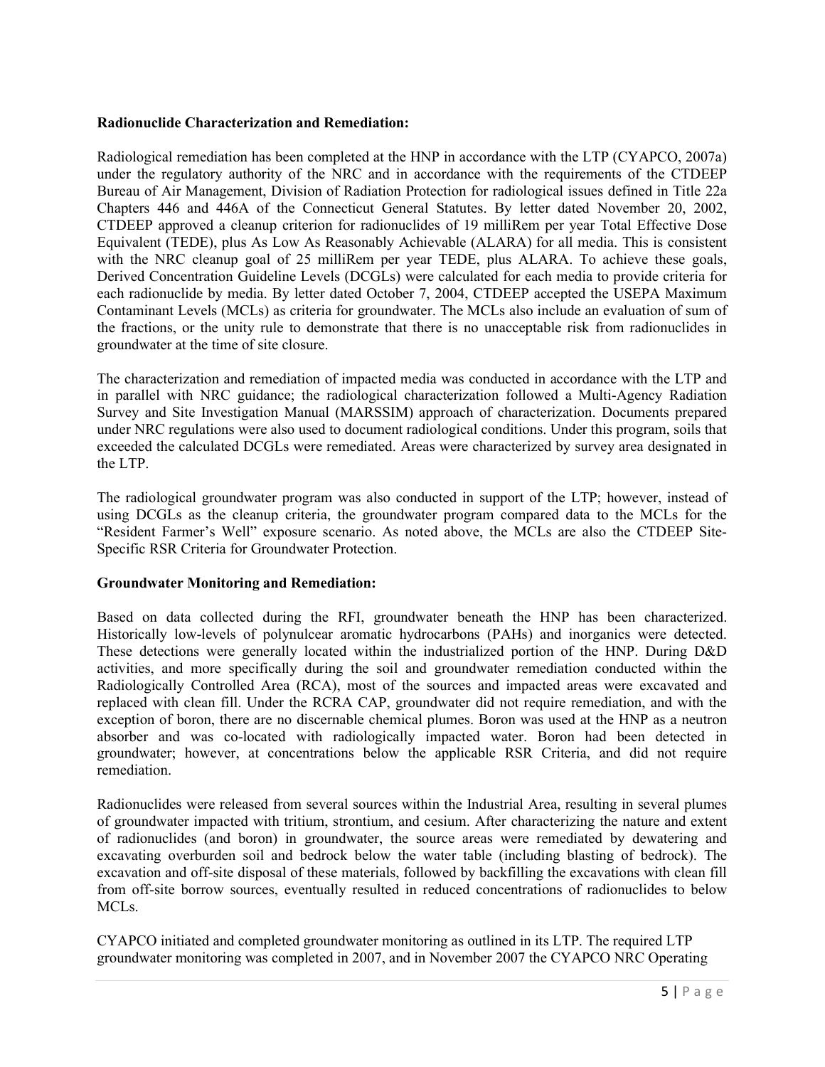**Radionuclide Characterization and Remediation:**

Radiological remediation has been completed at the HNP in accordance with the LTP (CYAPCO, 2007a) under the regulatory authority of the NRC and in accordance with the requirements of the CTDEEP Bureau of Air Management, Division of Radiation Protection for radiological issues defined in Title 22a Chapters 446 and 446A of the Connecticut General Statutes. By letter dated November 20, 2002, CTDEEP approved a cleanup criterion for radionuclides of 19 milliRem per year Total Effective Dose Equivalent (TEDE), plus As Low As Reasonably Achievable (ALARA) for all media. This is consistent with the NRC cleanup goal of 25 milliRem per year TEDE, plus ALARA. To achieve these goals, Derived Concentration Guideline Levels (DCGLs) were calculated for each media to provide criteria for each radionuclide by media. By letter dated October 7, 2004, CTDEEP accepted the USEPA Maximum Contaminant Levels (MCLs) as criteria for groundwater. The MCLs also include an evaluation of sum of the fractions, or the unity rule to demonstrate that there is no unacceptable risk from radionuclides in groundwater at the time of site closure.

The characterization and remediation of impacted media was conducted in accordance with the LTP and in parallel with NRC guidance; the radiological characterization followed a Multi-Agency Radiation Survey and Site Investigation Manual (MARSSIM) approach of characterization. Documents prepared under NRC regulations were also used to document radiological conditions. Under this program, soils that exceeded the calculated DCGLs were remediated. Areas were characterized by survey area designated in the LTP.

The radiological groundwater program was also conducted in support of the LTP; however, instead of using DCGLs as the cleanup criteria, the groundwater program compared data to the MCLs for the "Resident Farmer's Well" exposure scenario. As noted above, the MCLs are also the CTDEEP Site-Specific RSR Criteria for Groundwater Protection.

**Groundwater Monitoring and Remediation:**

Based on data collected during the RFI, groundwater beneath the HNP has been characterized. Historically low-levels of polynulcear aromatic hydrocarbons (PAHs) and inorganics were detected. These detections were generally located within the industrialized portion of the HNP. During D&D activities, and more specifically during the soil and groundwater remediation conducted within the Radiologically Controlled Area (RCA), most of the sources and impacted areas were excavated and replaced with clean fill. Under the RCRA CAP, groundwater did not require remediation, and with the exception of boron, there are no discernable chemical plumes. Boron was used at the HNP as a neutron absorber and was co-located with radiologically impacted water. Boron had been detected in groundwater; however, at concentrations below the applicable RSR Criteria, and did not require remediation.

Radionuclides were released from several sources within the Industrial Area, resulting in several plumes of groundwater impacted with tritium, strontium, and cesium. After characterizing the nature and extent of radionuclides (and boron) in groundwater, the source areas were remediated by dewatering and excavating overburden soil and bedrock below the water table (including blasting of bedrock). The excavation and off-site disposal of these materials, followed by backfilling the excavations with clean fill from off-site borrow sources, eventually resulted in reduced concentrations of radionuclides to below MCLs.

CYAPCO initiated and completed groundwater monitoring as outlined in its LTP. The required LTP groundwater monitoring was completed in 2007, and in November 2007 the CYAPCO NRC Operating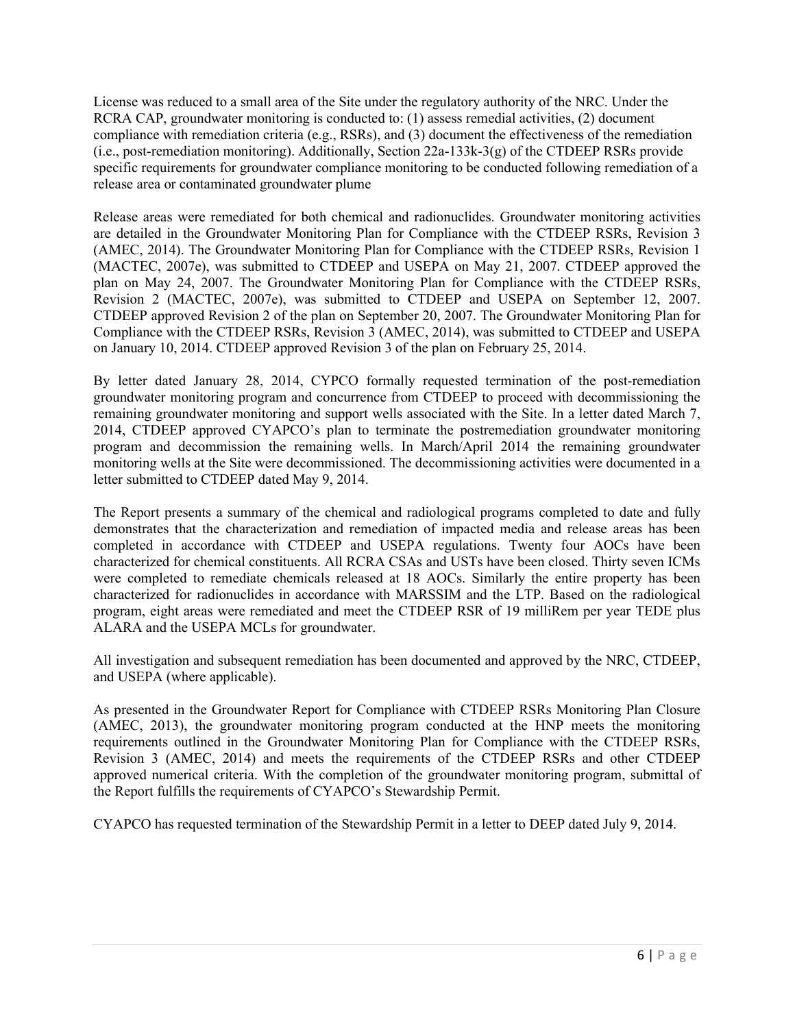License was reduced to a small area of the Site under the regulatory authority of the NRC. Under the RCRA CAP, groundwater monitoring is conducted to: (1) assess remedial activities, (2) document compliance with remediation criteria (e.g., RSRs), and (3) document the effectiveness of the remediation (i.e., post-remediation monitoring). Additionally, Section 22a-133k-3(g) of the CTDEEP RSRs provide specific requirements for groundwater compliance monitoring to be conducted following remediation of a release area or contaminated groundwater plume

Release areas were remediated for both chemical and radionuclides. Groundwater monitoring activities are detailed in the Groundwater Monitoring Plan for Compliance with the CTDEEP RSRs, Revision 3 (AMEC, 2014). The Groundwater Monitoring Plan for Compliance with the CTDEEP RSRs, Revision 1 (MACTEC, 2007e), was submitted to CTDEEP and USEPA on May 21, 2007. CTDEEP approved the plan on May 24, 2007. The Groundwater Monitoring Plan for Compliance with the CTDEEP RSRs, Revision 2 (MACTEC, 2007e), was submitted to CTDEEP and USEPA on September 12, 2007. CTDEEP approved Revision 2 of the plan on September 20, 2007. The Groundwater Monitoring Plan for Compliance with the CTDEEP RSRs, Revision 3 (AMEC, 2014), was submitted to CTDEEP and USEPA on January 10, 2014. CTDEEP approved Revision 3 of the plan on February 25, 2014.

By letter dated January 28, 2014, CYPCO formally requested termination of the post-remediation groundwater monitoring program and concurrence from CTDEEP to proceed with decommissioning the remaining groundwater monitoring and support wells associated with the Site. In a letter dated March 7, 2014, CTDEEP approved CYAPCO's plan to terminate the postremediation groundwater monitoring program and decommission the remaining wells. In March/April 2014 the remaining groundwater monitoring wells at the Site were decommissioned. The decommissioning activities were documented in a letter submitted to CTDEEP dated May 9, 2014.

The Report presents a summary of the chemical and radiological programs completed to date and fully demonstrates that the characterization and remediation of impacted media and release areas has been completed in accordance with CTDEEP and USEPA regulations. Twenty four AOCs have been characterized for chemical constituents. All RCRA CSAs and USTs have been closed. Thirty seven ICMs were completed to remediate chemicals released at 18 AOCs. Similarly the entire property has been characterized for radionuclides in accordance with MARSSIM and the LTP. Based on the radiological program, eight areas were remediated and meet the CTDEEP RSR of 19 milliRem per year TEDE plus ALARA and the USEPA MCLs for groundwater.

All investigation and subsequent remediation has been documented and approved by the NRC, CTDEEP, and USEPA (where applicable).

As presented in the Groundwater Report for Compliance with CTDEEP RSRs Monitoring Plan Closure (AMEC, 2013), the groundwater monitoring program conducted at the HNP meets the monitoring requirements outlined in the Groundwater Monitoring Plan for Compliance with the CTDEEP RSRs, Revision 3 (AMEC, 2014) and meets the requirements of the CTDEEP RSRs and other CTDEEP approved numerical criteria. With the completion of the groundwater monitoring program, submittal of the Report fulfills the requirements of CYAPCO's Stewardship Permit.

CYAPCO has requested termination of the Stewardship Permit in a letter to DEEP dated July 9, 2014.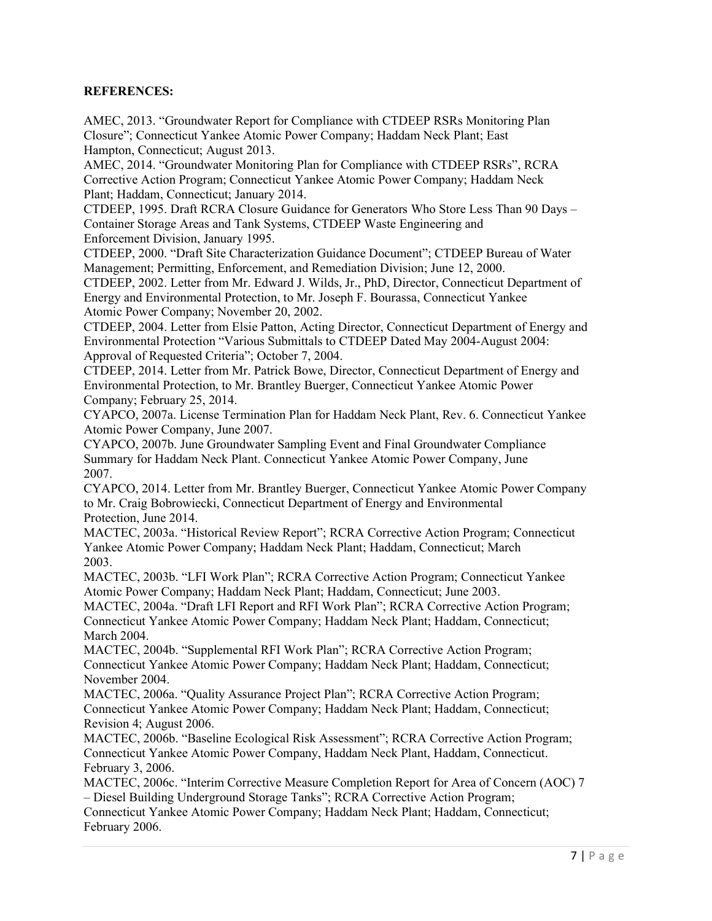**REFERENCES:**

AMEC, 2013. "Groundwater Report for Compliance with CTDEEP RSRs Monitoring Plan Closure"; Connecticut Yankee Atomic Power Company; Haddam Neck Plant; East Hampton, Connecticut; August 2013.

AMEC, 2014. "Groundwater Monitoring Plan for Compliance with CTDEEP RSRs", RCRA Corrective Action Program; Connecticut Yankee Atomic Power Company; Haddam Neck Plant; Haddam, Connecticut; January 2014.

CTDEEP, 1995. Draft RCRA Closure Guidance for Generators Who Store Less Than 90 Days – Container Storage Areas and Tank Systems, CTDEEP Waste Engineering and Enforcement Division, January 1995.

CTDEEP, 2000. "Draft Site Characterization Guidance Document"; CTDEEP Bureau of Water Management; Permitting, Enforcement, and Remediation Division; June 12, 2000.

CTDEEP, 2002. Letter from Mr. Edward J. Wilds, Jr., PhD, Director, Connecticut Department of Energy and Environmental Protection, to Mr. Joseph F. Bourassa, Connecticut Yankee Atomic Power Company; November 20, 2002.

CTDEEP, 2004. Letter from Elsie Patton, Acting Director, Connecticut Department of Energy and Environmental Protection "Various Submittals to CTDEEP Dated May 2004-August 2004: Approval of Requested Criteria"; October 7, 2004.

CTDEEP, 2014. Letter from Mr. Patrick Bowe, Director, Connecticut Department of Energy and Environmental Protection, to Mr. Brantley Buerger, Connecticut Yankee Atomic Power Company; February 25, 2014.

CYAPCO, 2007a. License Termination Plan for Haddam Neck Plant, Rev. 6. Connecticut Yankee Atomic Power Company, June 2007.

CYAPCO, 2007b. June Groundwater Sampling Event and Final Groundwater Compliance Summary for Haddam Neck Plant. Connecticut Yankee Atomic Power Company, June 2007.

CYAPCO, 2014. Letter from Mr. Brantley Buerger, Connecticut Yankee Atomic Power Company to Mr. Craig Bobrowiecki, Connecticut Department of Energy and Environmental Protection, June 2014.

MACTEC, 2003a. "Historical Review Report"; RCRA Corrective Action Program; Connecticut Yankee Atomic Power Company; Haddam Neck Plant; Haddam, Connecticut; March 2003.

MACTEC, 2003b. "LFI Work Plan"; RCRA Corrective Action Program; Connecticut Yankee Atomic Power Company; Haddam Neck Plant; Haddam, Connecticut; June 2003.

MACTEC, 2004a. "Draft LFI Report and RFI Work Plan"; RCRA Corrective Action Program; Connecticut Yankee Atomic Power Company; Haddam Neck Plant; Haddam, Connecticut; March 2004.

MACTEC, 2004b. "Supplemental RFI Work Plan"; RCRA Corrective Action Program; Connecticut Yankee Atomic Power Company; Haddam Neck Plant; Haddam, Connecticut; November 2004.

MACTEC, 2006a. "Quality Assurance Project Plan"; RCRA Corrective Action Program; Connecticut Yankee Atomic Power Company; Haddam Neck Plant; Haddam, Connecticut; Revision 4; August 2006.

MACTEC, 2006b. "Baseline Ecological Risk Assessment"; RCRA Corrective Action Program; Connecticut Yankee Atomic Power Company, Haddam Neck Plant, Haddam, Connecticut. February 3, 2006.

MACTEC, 2006c. "Interim Corrective Measure Completion Report for Area of Concern (AOC) 7 – Diesel Building Underground Storage Tanks"; RCRA Corrective Action Program; Connecticut Yankee Atomic Power Company; Haddam Neck Plant; Haddam, Connecticut; February 2006.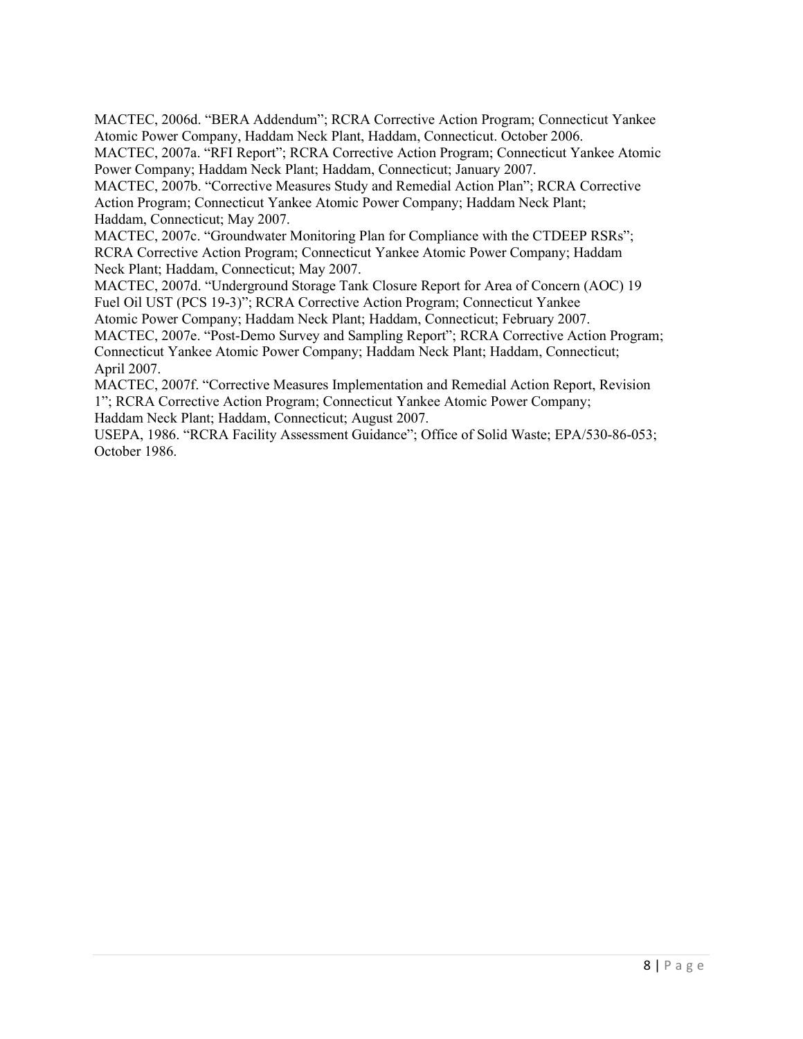MACTEC, 2006d. "BERA Addendum"; RCRA Corrective Action Program; Connecticut Yankee Atomic Power Company, Haddam Neck Plant, Haddam, Connecticut. October 2006.

MACTEC, 2007a. "RFI Report"; RCRA Corrective Action Program; Connecticut Yankee Atomic Power Company; Haddam Neck Plant; Haddam, Connecticut; January 2007.

MACTEC, 2007b. "Corrective Measures Study and Remedial Action Plan"; RCRA Corrective Action Program; Connecticut Yankee Atomic Power Company; Haddam Neck Plant; Haddam, Connecticut; May 2007.

MACTEC, 2007c. "Groundwater Monitoring Plan for Compliance with the CTDEEP RSRs"; RCRA Corrective Action Program; Connecticut Yankee Atomic Power Company; Haddam Neck Plant; Haddam, Connecticut; May 2007.

MACTEC, 2007d. "Underground Storage Tank Closure Report for Area of Concern (AOC) 19 Fuel Oil UST (PCS 19-3)"; RCRA Corrective Action Program; Connecticut Yankee Atomic Power Company; Haddam Neck Plant; Haddam, Connecticut; February 2007.

MACTEC, 2007e. "Post-Demo Survey and Sampling Report"; RCRA Corrective Action Program; Connecticut Yankee Atomic Power Company; Haddam Neck Plant; Haddam, Connecticut; April 2007.

MACTEC, 2007f. "Corrective Measures Implementation and Remedial Action Report, Revision 1"; RCRA Corrective Action Program; Connecticut Yankee Atomic Power Company; Haddam Neck Plant; Haddam, Connecticut; August 2007.

USEPA, 1986. "RCRA Facility Assessment Guidance"; Office of Solid Waste; EPA/530-86-053; October 1986.